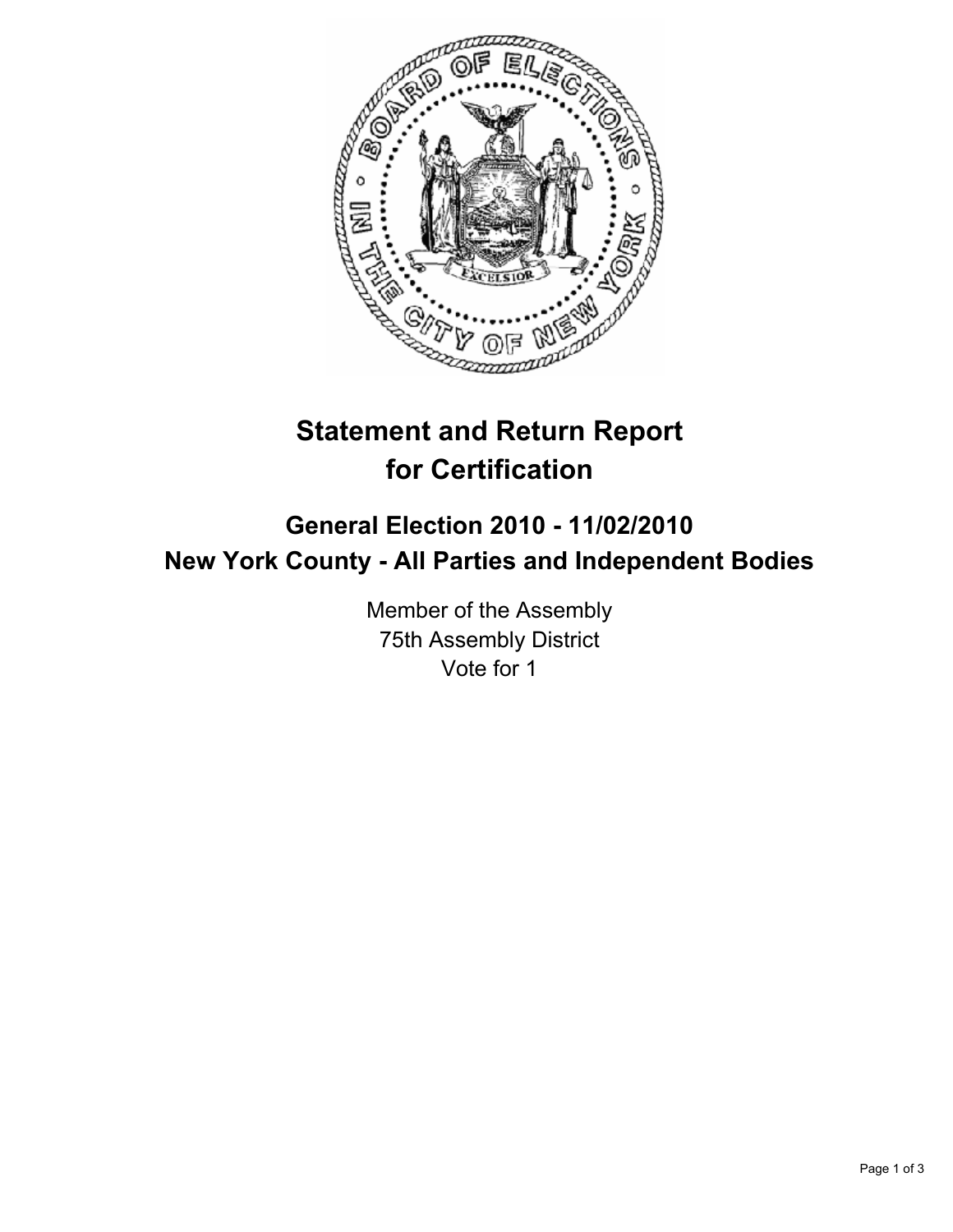# Statement and Return Report for Certification

## General Election 2010 - 11/02/2010
## New York County - All Parties and Independent Bodies

Member of the Assembly
75th Assembly District
Vote for 1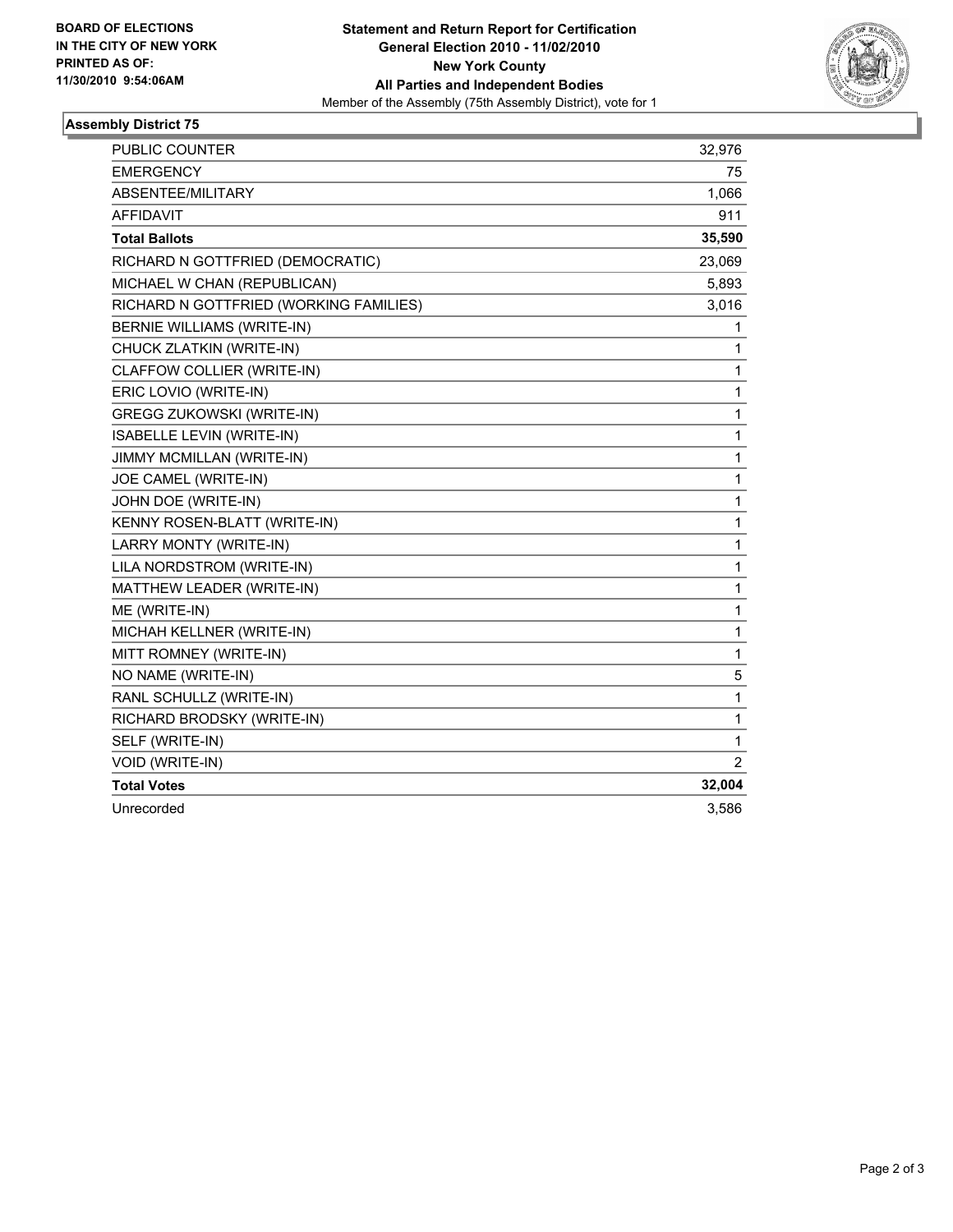**BOARD OF ELECTIONS IN THE CITY OF NEW YORK PRINTED AS OF: 11/30/2010 9:54:06AM**

**Statement and Return Report for Certification**
**General Election 2010 - 11/02/2010**
**New York County**
**All Parties and Independent Bodies**
Member of the Assembly (75th Assembly District), vote for 1

## Assembly District 75

| | |
|---|---|
| PUBLIC COUNTER | 32,976 |
| EMERGENCY | 75 |
| ABSENTEE/MILITARY | 1,066 |
| AFFIDAVIT | 911 |
| **Total Ballots** | **35,590** |
| RICHARD N GOTTFRIED (DEMOCRATIC) | 23,069 |
| MICHAEL W CHAN (REPUBLICAN) | 5,893 |
| RICHARD N GOTTFRIED (WORKING FAMILIES) | 3,016 |
| BERNIE WILLIAMS (WRITE-IN) | 1 |
| CHUCK ZLATKIN (WRITE-IN) | 1 |
| CLAFFOW COLLIER (WRITE-IN) | 1 |
| ERIC LOVIO (WRITE-IN) | 1 |
| GREGG ZUKOWSKI (WRITE-IN) | 1 |
| ISABELLE LEVIN (WRITE-IN) | 1 |
| JIMMY MCMILLAN (WRITE-IN) | 1 |
| JOE CAMEL (WRITE-IN) | 1 |
| JOHN DOE (WRITE-IN) | 1 |
| KENNY ROSEN-BLATT (WRITE-IN) | 1 |
| LARRY MONTY (WRITE-IN) | 1 |
| LILA NORDSTROM (WRITE-IN) | 1 |
| MATTHEW LEADER (WRITE-IN) | 1 |
| ME (WRITE-IN) | 1 |
| MICHAH KELLNER (WRITE-IN) | 1 |
| MITT ROMNEY (WRITE-IN) | 1 |
| NO NAME (WRITE-IN) | 5 |
| RANL SCHULLZ (WRITE-IN) | 1 |
| RICHARD BRODSKY (WRITE-IN) | 1 |
| SELF (WRITE-IN) | 1 |
| VOID (WRITE-IN) | 2 |
| **Total Votes** | **32,004** |
| Unrecorded | 3,586 |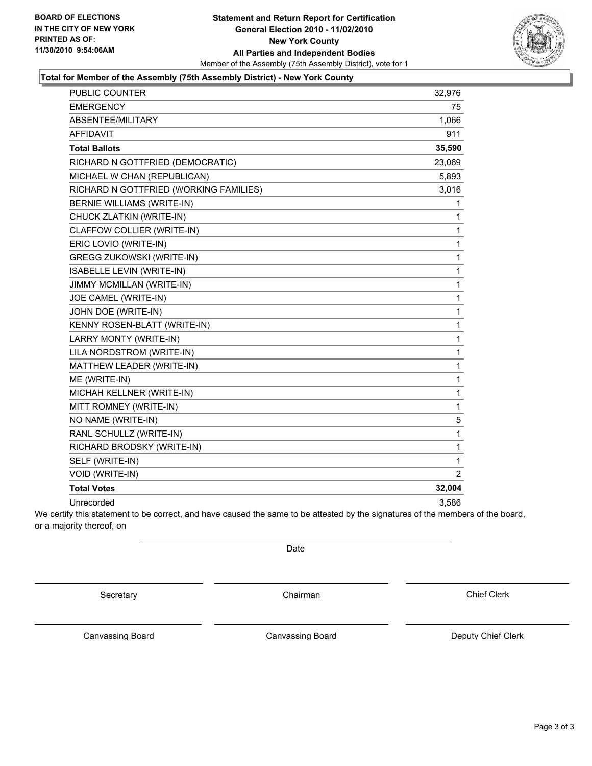**BOARD OF ELECTIONS IN THE CITY OF NEW YORK PRINTED AS OF: 11/30/2010 9:54:06AM**

**Statement and Return Report for Certification**
**General Election 2010 - 11/02/2010**
**New York County**
**All Parties and Independent Bodies**
Member of the Assembly (75th Assembly District), vote for 1

**Total for Member of the Assembly (75th Assembly District) - New York County**

| | |
|---|---|
| PUBLIC COUNTER | 32,976 |
| EMERGENCY | 75 |
| ABSENTEE/MILITARY | 1,066 |
| AFFIDAVIT | 911 |
| **Total Ballots** | **35,590** |
| RICHARD N GOTTFRIED (DEMOCRATIC) | 23,069 |
| MICHAEL W CHAN (REPUBLICAN) | 5,893 |
| RICHARD N GOTTFRIED (WORKING FAMILIES) | 3,016 |
| BERNIE WILLIAMS (WRITE-IN) | 1 |
| CHUCK ZLATKIN (WRITE-IN) | 1 |
| CLAFFOW COLLIER (WRITE-IN) | 1 |
| ERIC LOVIO (WRITE-IN) | 1 |
| GREGG ZUKOWSKI (WRITE-IN) | 1 |
| ISABELLE LEVIN (WRITE-IN) | 1 |
| JIMMY MCMILLAN (WRITE-IN) | 1 |
| JOE CAMEL (WRITE-IN) | 1 |
| JOHN DOE (WRITE-IN) | 1 |
| KENNY ROSEN-BLATT (WRITE-IN) | 1 |
| LARRY MONTY (WRITE-IN) | 1 |
| LILA NORDSTROM (WRITE-IN) | 1 |
| MATTHEW LEADER (WRITE-IN) | 1 |
| ME (WRITE-IN) | 1 |
| MICHAH KELLNER (WRITE-IN) | 1 |
| MITT ROMNEY (WRITE-IN) | 1 |
| NO NAME (WRITE-IN) | 5 |
| RANL SCHULLZ (WRITE-IN) | 1 |
| RICHARD BRODSKY (WRITE-IN) | 1 |
| SELF (WRITE-IN) | 1 |
| VOID (WRITE-IN) | 2 |
| **Total Votes** | **32,004** |
| Unrecorded | 3,586 |

We certify this statement to be correct, and have caused the same to be attested by the signatures of the members of the board, or a majority thereof, on

Date

Secretary | Chairman | Chief Clerk

Canvassing Board | Canvassing Board | Deputy Chief Clerk